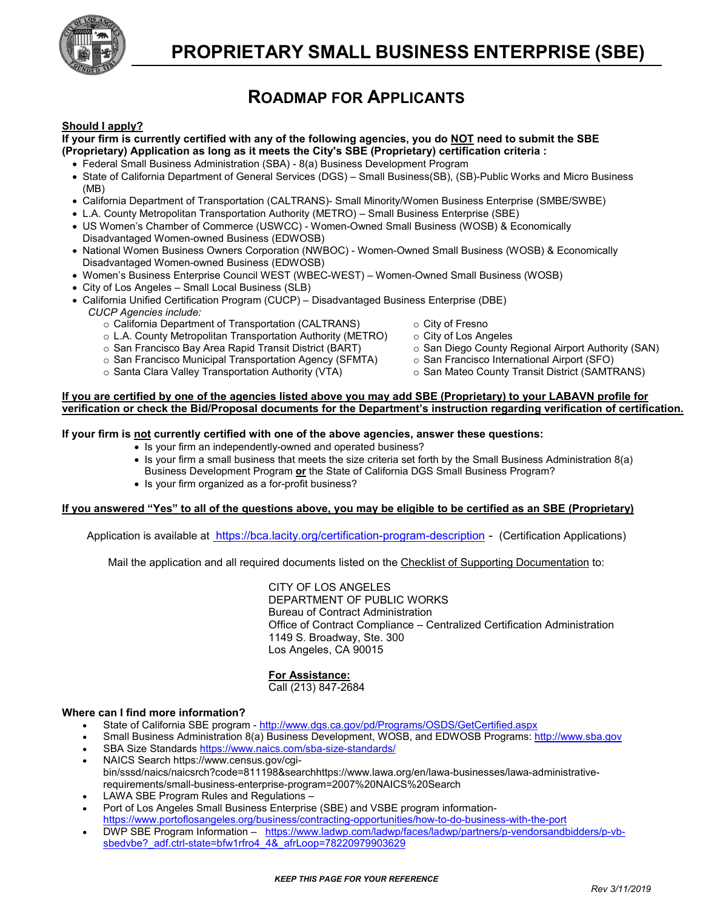# PROPRIETARY SMALL BUSINESS ENTERPRISE (SBE)

## ROADMAP FOR APPLICANTS

**Should I apply?**

**If your firm is currently certified with any of the following agencies, you do NOT need to submit the SBE (Proprietary) Application as long as it meets the City's SBE (Proprietary) certification criteria :**

- Federal Small Business Administration (SBA) - 8(a) Business Development Program
- State of California Department of General Services (DGS) – Small Business(SB), (SB)-Public Works and Micro Business (MB)
- California Department of Transportation (CALTRANS)- Small Minority/Women Business Enterprise (SMBE/SWBE)
- L.A. County Metropolitan Transportation Authority (METRO) – Small Business Enterprise (SBE)
- US Women's Chamber of Commerce (USWCC) - Women-Owned Small Business (WOSB) & Economically Disadvantaged Women-owned Business (EDWOSB)
- National Women Business Owners Corporation (NWBOC) - Women-Owned Small Business (WOSB) & Economically Disadvantaged Women-owned Business (EDWOSB)
- Women's Business Enterprise Council WEST (WBEC-WEST) – Women-Owned Small Business (WOSB)
- City of Los Angeles – Small Local Business (SLB)
- California Unified Certification Program (CUCP) – Disadvantaged Business Enterprise (DBE)

  *CUCP Agencies include:*
  - California Department of Transportation (CALTRANS)
  - L.A. County Metropolitan Transportation Authority (METRO)
  - San Francisco Bay Area Rapid Transit District (BART)
  - San Francisco Municipal Transportation Agency (SFMTA)
  - Santa Clara Valley Transportation Authority (VTA)
  - City of Fresno
  - City of Los Angeles
  - San Diego County Regional Airport Authority (SAN)
  - San Francisco International Airport (SFO)
  - San Mateo County Transit District (SAMTRANS)

**If you are certified by one of the agencies listed above you may add SBE (Proprietary) to your LABAVN profile for verification or check the Bid/Proposal documents for the Department's instruction regarding verification of certification.**

**If your firm is not currently certified with one of the above agencies, answer these questions:**

- Is your firm an independently-owned and operated business?
- Is your firm a small business that meets the size criteria set forth by the Small Business Administration 8(a) Business Development Program **or** the State of California DGS Small Business Program?
- Is your firm organized as a for-profit business?

**If you answered "Yes" to all of the questions above, you may be eligible to be certified as an SBE (Proprietary)**

Application is available at https://bca.lacity.org/certification-program-description - (Certification Applications)

Mail the application and all required documents listed on the Checklist of Supporting Documentation to:

CITY OF LOS ANGELES
DEPARTMENT OF PUBLIC WORKS
Bureau of Contract Administration
Office of Contract Compliance – Centralized Certification Administration
1149 S. Broadway, Ste. 300
Los Angeles, CA 90015

**For Assistance:**
Call (213) 847-2684

**Where can I find more information?**

- State of California SBE program - http://www.dgs.ca.gov/pd/Programs/OSDS/GetCertified.aspx
- Small Business Administration 8(a) Business Development, WOSB, and EDWOSB Programs: http://www.sba.gov
- SBA Size Standards https://www.naics.com/sba-size-standards/
- NAICS Search https://www.census.gov/cgi-bin/sssd/naics/naicsrch?code=811198&searchhttps://www.lawa.org/en/lawa-businesses/lawa-administrative-requirements/small-business-enterprise-program=2007%20NAICS%20Search
- LAWA SBE Program Rules and Regulations –
- Port of Los Angeles Small Business Enterprise (SBE) and VSBE program information- https://www.portoflosangeles.org/business/contracting-opportunities/how-to-do-business-with-the-port
- DWP SBE Program Information – https://www.ladwp.com/ladwp/faces/ladwp/partners/p-vendorsandbidders/p-vb-sbedvbe?_adf.ctrl-state=bfw1rfro4_4&_afrLoop=78220979903629

***KEEP THIS PAGE FOR YOUR REFERENCE***

*Rev 3/11/2019*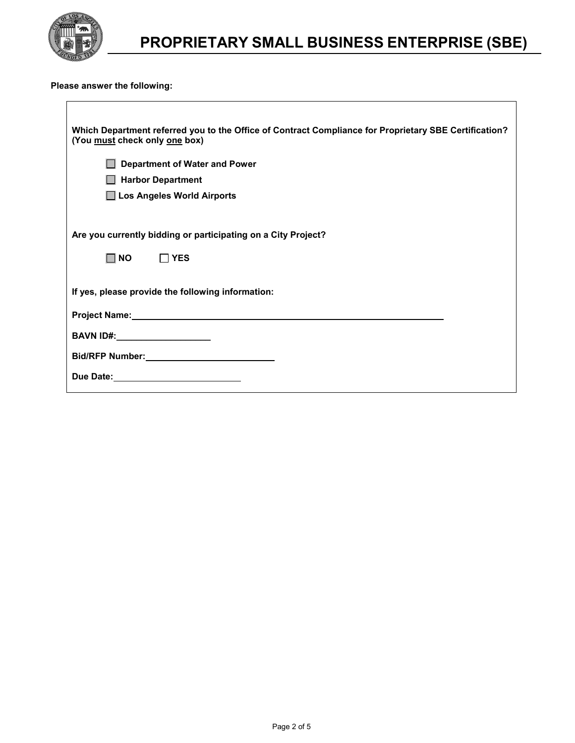# PROPRIETARY SMALL BUSINESS ENTERPRISE (SBE)

**Please answer the following:**

**Which Department referred you to the Office of Contract Compliance for Proprietary SBE Certification? (You <u>must</u> check only <u>one</u> box)**

- ☐ **Department of Water and Power**
- ☐ **Harbor Department**
- ☐ **Los Angeles World Airports**

**Are you currently bidding or participating on a City Project?**

☐ **NO** ☐ **YES**

**If yes, please provide the following information:**

**Project Name:** ______________________________

**BAVN ID#:** ______________

**Bid/RFP Number:** ______________

**Due Date:** ______________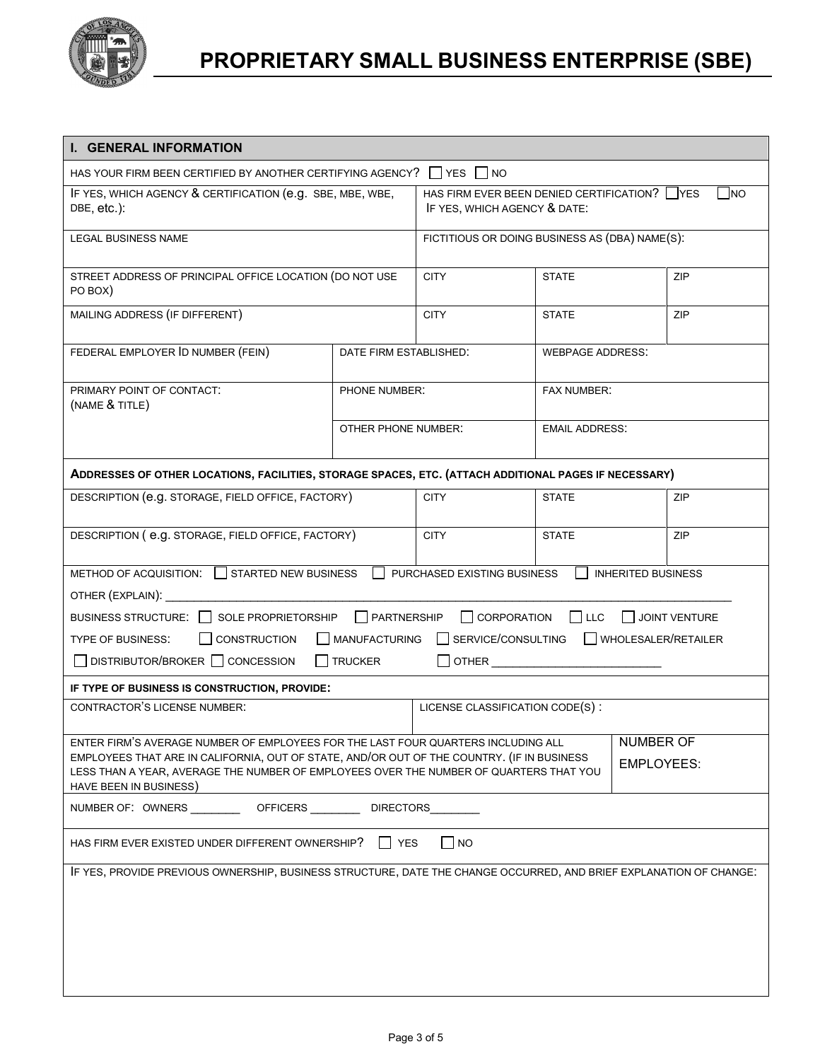# PROPRIETARY SMALL BUSINESS ENTERPRISE (SBE)

## I. GENERAL INFORMATION

HAS YOUR FIRM BEEN CERTIFIED BY ANOTHER CERTIFYING AGENCY? ☐ YES ☐ NO

| IF YES, WHICH AGENCY & CERTIFICATION (e.g. SBE, MBE, WBE, DBE, etc.): | HAS FIRM EVER BEEN DENIED CERTIFICATION? ☐ YES ☐ NO<br>IF YES, WHICH AGENCY & DATE: |
|---|---|
| LEGAL BUSINESS NAME | FICTITIOUS OR DOING BUSINESS AS (DBA) NAME(S): |

| STREET ADDRESS OF PRINCIPAL OFFICE LOCATION (DO NOT USE PO BOX) | CITY | STATE | ZIP |
|---|---|---|---|
| MAILING ADDRESS (IF DIFFERENT) | CITY | STATE | ZIP |

| FEDERAL EMPLOYER ID NUMBER (FEIN) | DATE FIRM ESTABLISHED: | WEBPAGE ADDRESS: |
|---|---|---|
| PRIMARY POINT OF CONTACT:<br>(NAME & TITLE) | PHONE NUMBER: | FAX NUMBER: |
| | OTHER PHONE NUMBER: | EMAIL ADDRESS: |

**ADDRESSES OF OTHER LOCATIONS, FACILITIES, STORAGE SPACES, ETC. (ATTACH ADDITIONAL PAGES IF NECESSARY)**

| DESCRIPTION (e.g. STORAGE, FIELD OFFICE, FACTORY) | CITY | STATE | ZIP |
|---|---|---|---|
| DESCRIPTION ( e.g. STORAGE, FIELD OFFICE, FACTORY) | CITY | STATE | ZIP |

METHOD OF ACQUISITION: ☐ STARTED NEW BUSINESS ☐ PURCHASED EXISTING BUSINESS ☐ INHERITED BUSINESS

OTHER (EXPLAIN): ______________________________________________________________

BUSINESS STRUCTURE: ☐ SOLE PROPRIETORSHIP ☐ PARTNERSHIP ☐ CORPORATION ☐ LLC ☐ JOINT VENTURE

TYPE OF BUSINESS: ☐ CONSTRUCTION ☐ MANUFACTURING ☐ SERVICE/CONSULTING ☐ WHOLESALER/RETAILER

☐ DISTRIBUTOR/BROKER ☐ CONCESSION ☐ TRUCKER ☐ OTHER ___________________________

**IF TYPE OF BUSINESS IS CONSTRUCTION, PROVIDE:**

| CONTRACTOR'S LICENSE NUMBER: | LICENSE CLASSIFICATION CODE(S) : |
|---|---|

| ENTER FIRM'S AVERAGE NUMBER OF EMPLOYEES FOR THE LAST FOUR QUARTERS INCLUDING ALL EMPLOYEES THAT ARE IN CALIFORNIA, OUT OF STATE, AND/OR OUT OF THE COUNTRY. (IF IN BUSINESS LESS THAN A YEAR, AVERAGE THE NUMBER OF EMPLOYEES OVER THE NUMBER OF QUARTERS THAT YOU HAVE BEEN IN BUSINESS) | NUMBER OF EMPLOYEES: |
|---|---|

NUMBER OF: OWNERS ________ OFFICERS ________ DIRECTORS________

HAS FIRM EVER EXISTED UNDER DIFFERENT OWNERSHIP? ☐ YES ☐ NO

IF YES, PROVIDE PREVIOUS OWNERSHIP, BUSINESS STRUCTURE, DATE THE CHANGE OCCURRED, AND BRIEF EXPLANATION OF CHANGE: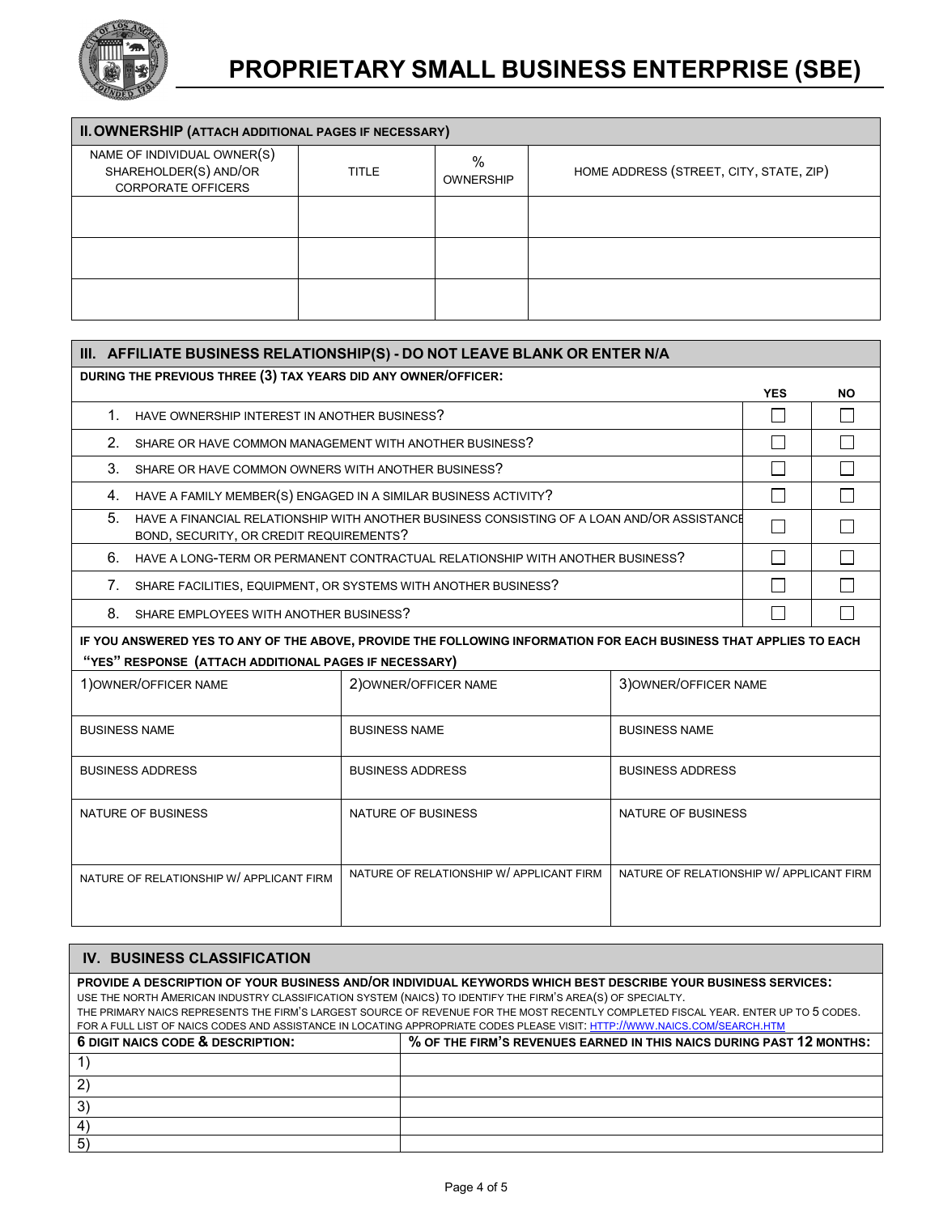# PROPRIETARY SMALL BUSINESS ENTERPRISE (SBE)

## II. OWNERSHIP (ATTACH ADDITIONAL PAGES IF NECESSARY)

| NAME OF INDIVIDUAL OWNER(S) SHAREHOLDER(S) AND/OR CORPORATE OFFICERS | TITLE | % OWNERSHIP | HOME ADDRESS (STREET, CITY, STATE, ZIP) |
|---|---|---|---|
| | | | |
| | | | |
| | | | |

## III. AFFILIATE BUSINESS RELATIONSHIP(S) - DO NOT LEAVE BLANK OR ENTER N/A

**DURING THE PREVIOUS THREE (3) TAX YEARS DID ANY OWNER/OFFICER:**

| | YES | NO |
|---|---|---|
| 1. HAVE OWNERSHIP INTEREST IN ANOTHER BUSINESS? | ☐ | ☐ |
| 2. SHARE OR HAVE COMMON MANAGEMENT WITH ANOTHER BUSINESS? | ☐ | ☐ |
| 3. SHARE OR HAVE COMMON OWNERS WITH ANOTHER BUSINESS? | ☐ | ☐ |
| 4. HAVE A FAMILY MEMBER(S) ENGAGED IN A SIMILAR BUSINESS ACTIVITY? | ☐ | ☐ |
| 5. HAVE A FINANCIAL RELATIONSHIP WITH ANOTHER BUSINESS CONSISTING OF A LOAN AND/OR ASSISTANCE BOND, SECURITY, OR CREDIT REQUIREMENTS? | ☐ | ☐ |
| 6. HAVE A LONG-TERM OR PERMANENT CONTRACTUAL RELATIONSHIP WITH ANOTHER BUSINESS? | ☐ | ☐ |
| 7. SHARE FACILITIES, EQUIPMENT, OR SYSTEMS WITH ANOTHER BUSINESS? | ☐ | ☐ |
| 8. SHARE EMPLOYEES WITH ANOTHER BUSINESS? | ☐ | ☐ |

**IF YOU ANSWERED YES TO ANY OF THE ABOVE, PROVIDE THE FOLLOWING INFORMATION FOR EACH BUSINESS THAT APPLIES TO EACH "YES" RESPONSE (ATTACH ADDITIONAL PAGES IF NECESSARY)**

| 1)OWNER/OFFICER NAME | 2)OWNER/OFFICER NAME | 3)OWNER/OFFICER NAME |
|---|---|---|
| BUSINESS NAME | BUSINESS NAME | BUSINESS NAME |
| BUSINESS ADDRESS | BUSINESS ADDRESS | BUSINESS ADDRESS |
| NATURE OF BUSINESS | NATURE OF BUSINESS | NATURE OF BUSINESS |
| NATURE OF RELATIONSHIP W/ APPLICANT FIRM | NATURE OF RELATIONSHIP W/ APPLICANT FIRM | NATURE OF RELATIONSHIP W/ APPLICANT FIRM |

## IV. BUSINESS CLASSIFICATION

**PROVIDE A DESCRIPTION OF YOUR BUSINESS AND/OR INDIVIDUAL KEYWORDS WHICH BEST DESCRIBE YOUR BUSINESS SERVICES:**

USE THE NORTH AMERICAN INDUSTRY CLASSIFICATION SYSTEM (NAICS) TO IDENTIFY THE FIRM'S AREA(S) OF SPECIALTY.

THE PRIMARY NAICS REPRESENTS THE FIRM'S LARGEST SOURCE OF REVENUE FOR THE MOST RECENTLY COMPLETED FISCAL YEAR. ENTER UP TO 5 CODES.

FOR A FULL LIST OF NAICS CODES AND ASSISTANCE IN LOCATING APPROPRIATE CODES PLEASE VISIT: HTTP://WWW.NAICS.COM/SEARCH.HTM

| 6 DIGIT NAICS CODE & DESCRIPTION: | % OF THE FIRM'S REVENUES EARNED IN THIS NAICS DURING PAST 12 MONTHS: |
|---|---|
| 1) | |
| 2) | |
| 3) | |
| 4) | |
| 5) | |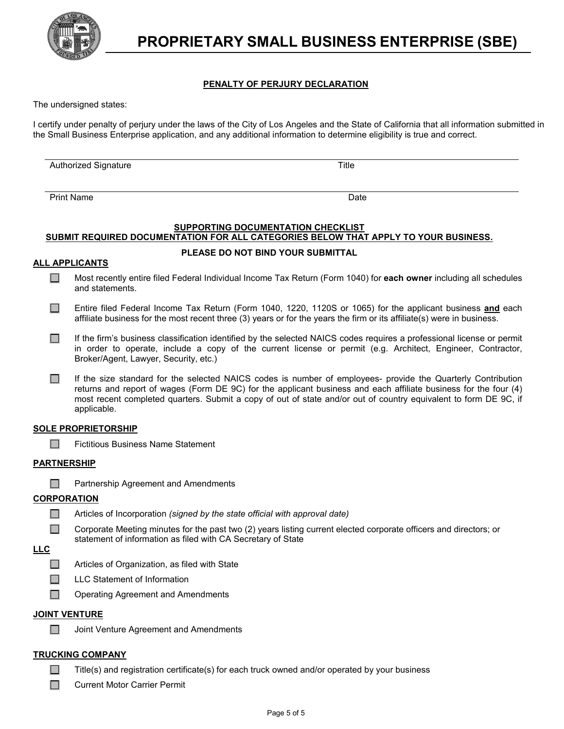# PROPRIETARY SMALL BUSINESS ENTERPRISE (SBE)

## PENALTY OF PERJURY DECLARATION

The undersigned states:

I certify under penalty of perjury under the laws of the City of Los Angeles and the State of California that all information submitted in the Small Business Enterprise application, and any additional information to determine eligibility is true and correct.

| | |
|---|---|
| Authorized Signature | Title |
| Print Name | Date |

## SUPPORTING DOCUMENTATION CHECKLIST
## SUBMIT REQUIRED DOCUMENTATION FOR ALL CATEGORIES BELOW THAT APPLY TO YOUR BUSINESS.

**PLEASE DO NOT BIND YOUR SUBMITTAL**

### ALL APPLICANTS

- ☐ Most recently entire filed Federal Individual Income Tax Return (Form 1040) for **each owner** including all schedules and statements.
- ☐ Entire filed Federal Income Tax Return (Form 1040, 1220, 1120S or 1065) for the applicant business **and** each affiliate business for the most recent three (3) years or for the years the firm or its affiliate(s) were in business.
- ☐ If the firm's business classification identified by the selected NAICS codes requires a professional license or permit in order to operate, include a copy of the current license or permit (e.g. Architect, Engineer, Contractor, Broker/Agent, Lawyer, Security, etc.)
- ☐ If the size standard for the selected NAICS codes is number of employees- provide the Quarterly Contribution returns and report of wages (Form DE 9C) for the applicant business and each affiliate business for the four (4) most recent completed quarters. Submit a copy of out of state and/or out of country equivalent to form DE 9C, if applicable.

### SOLE PROPRIETORSHIP

- ☐ Fictitious Business Name Statement

### PARTNERSHIP

- ☐ Partnership Agreement and Amendments

### CORPORATION

- ☐ Articles of Incorporation *(signed by the state official with approval date)*
- ☐ Corporate Meeting minutes for the past two (2) years listing current elected corporate officers and directors; or statement of information as filed with CA Secretary of State

### LLC

- ☐ Articles of Organization, as filed with State
- ☐ LLC Statement of Information
- ☐ Operating Agreement and Amendments

### JOINT VENTURE

- ☐ Joint Venture Agreement and Amendments

### TRUCKING COMPANY

- ☐ Title(s) and registration certificate(s) for each truck owned and/or operated by your business
- ☐ Current Motor Carrier Permit